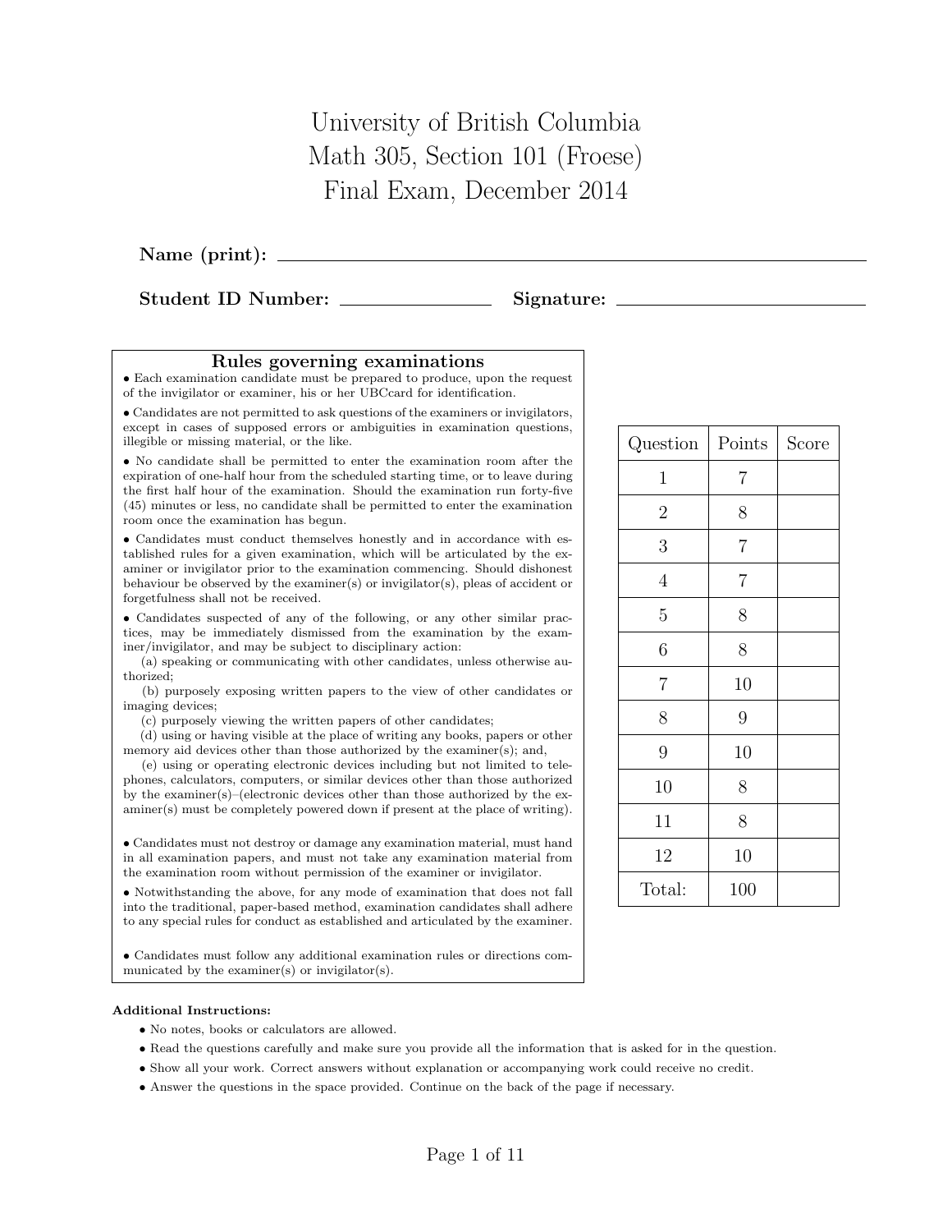# University of British Columbia
# Math 305, Section 101 (Froese)
# Final Exam, December 2014

**Name (print):** ________________________________________

**Student ID Number:** ________________ **Signature:** ________________________

## Rules governing examinations

- Each examination candidate must be prepared to produce, upon the request of the invigilator or examiner, his or her UBCcard for identification.
- Candidates are not permitted to ask questions of the examiners or invigilators, except in cases of supposed errors or ambiguities in examination questions, illegible or missing material, or the like.
- No candidate shall be permitted to enter the examination room after the expiration of one-half hour from the scheduled starting time, or to leave during the first half hour of the examination. Should the examination run forty-five (45) minutes or less, no candidate shall be permitted to enter the examination room once the examination has begun.
- Candidates must conduct themselves honestly and in accordance with established rules for a given examination, which will be articulated by the examiner or invigilator prior to the examination commencing. Should dishonest behaviour be observed by the examiner(s) or invigilator(s), pleas of accident or forgetfulness shall not be received.
- Candidates suspected of any of the following, or any other similar practices, may be immediately dismissed from the examination by the examiner/invigilator, and may be subject to disciplinary action:
  (a) speaking or communicating with other candidates, unless otherwise authorized;
  (b) purposely exposing written papers to the view of other candidates or imaging devices;
  (c) purposely viewing the written papers of other candidates;
  (d) using or having visible at the place of writing any books, papers or other memory aid devices other than those authorized by the examiner(s); and,
  (e) using or operating electronic devices including but not limited to telephones, calculators, computers, or similar devices other than those authorized by the examiner(s)–(electronic devices other than those authorized by the examiner(s) must be completely powered down if present at the place of writing).
- Candidates must not destroy or damage any examination material, must hand in all examination papers, and must not take any examination material from the examination room without permission of the examiner or invigilator.
- Notwithstanding the above, for any mode of examination that does not fall into the traditional, paper-based method, examination candidates shall adhere to any special rules for conduct as established and articulated by the examiner.
- Candidates must follow any additional examination rules or directions communicated by the examiner(s) or invigilator(s).

| Question | Points | Score |
|---|---|---|
| 1 | 7 | |
| 2 | 8 | |
| 3 | 7 | |
| 4 | 7 | |
| 5 | 8 | |
| 6 | 8 | |
| 7 | 10 | |
| 8 | 9 | |
| 9 | 10 | |
| 10 | 8 | |
| 11 | 8 | |
| 12 | 10 | |
| Total: | 100 | |

**Additional Instructions:**

- No notes, books or calculators are allowed.
- Read the questions carefully and make sure you provide all the information that is asked for in the question.
- Show all your work. Correct answers without explanation or accompanying work could receive no credit.
- Answer the questions in the space provided. Continue on the back of the page if necessary.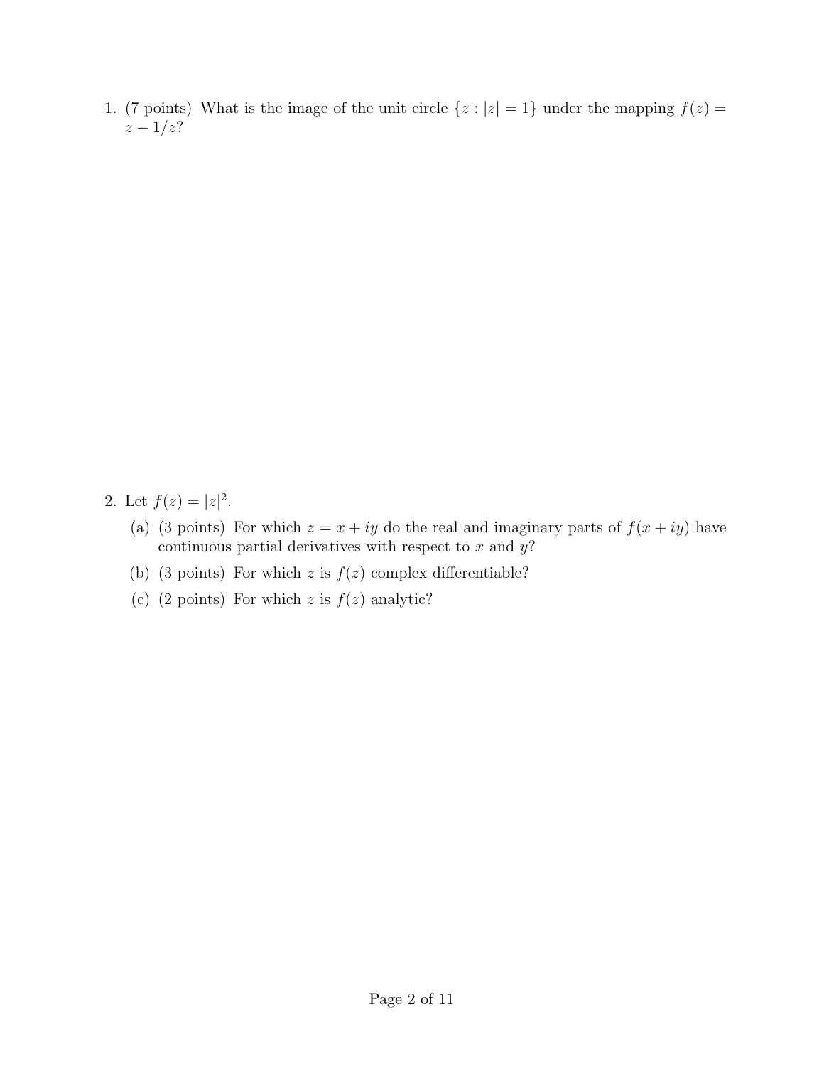1. (7 points) What is the image of the unit circle $\{z : |z| = 1\}$ under the mapping $f(z) = z - 1/z$?

2. Let $f(z) = |z|^2$.

   (a) (3 points) For which $z = x + iy$ do the real and imaginary parts of $f(x + iy)$ have continuous partial derivatives with respect to $x$ and $y$?

   (b) (3 points) For which $z$ is $f(z)$ complex differentiable?

   (c) (2 points) For which $z$ is $f(z)$ analytic?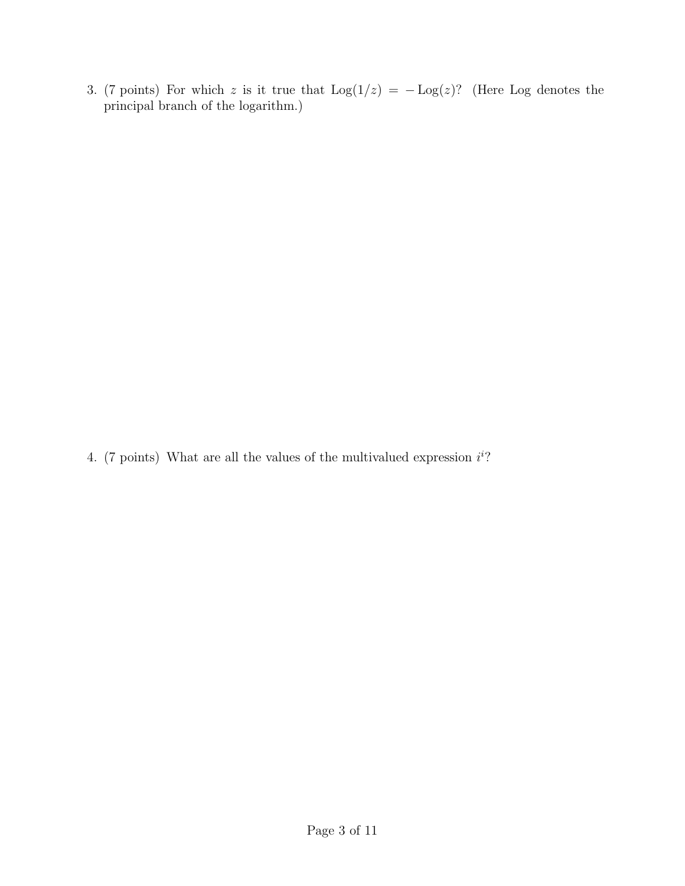3. (7 points) For which $z$ is it true that $\mathrm{Log}(1/z) = -\mathrm{Log}(z)$? (Here Log denotes the principal branch of the logarithm.)

4. (7 points) What are all the values of the multivalued expression $i^i$?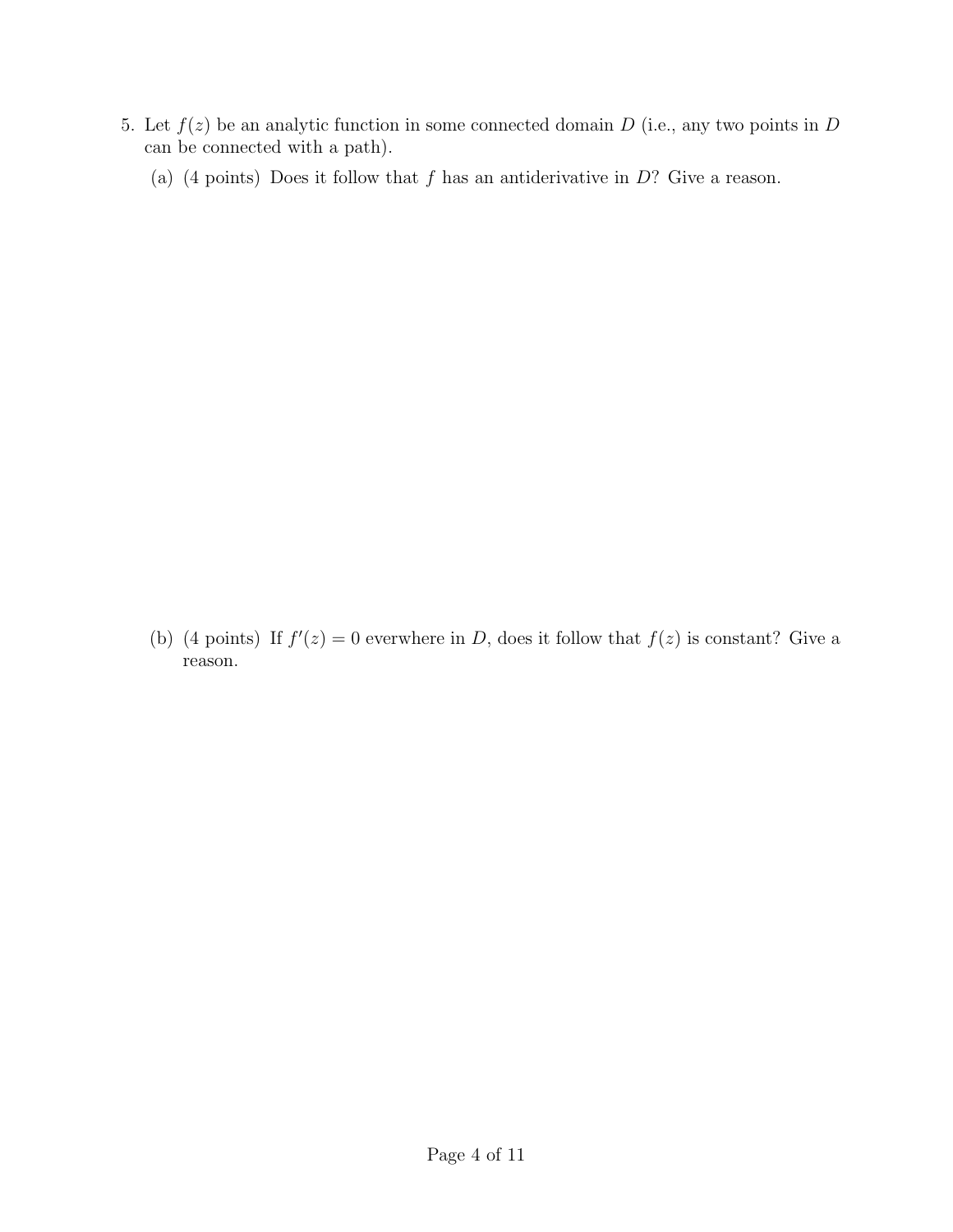5. Let $f(z)$ be an analytic function in some connected domain $D$ (i.e., any two points in $D$ can be connected with a path).

   (a) (4 points) Does it follow that $f$ has an antiderivative in $D$? Give a reason.

   (b) (4 points) If $f'(z) = 0$ everwhere in $D$, does it follow that $f(z)$ is constant? Give a reason.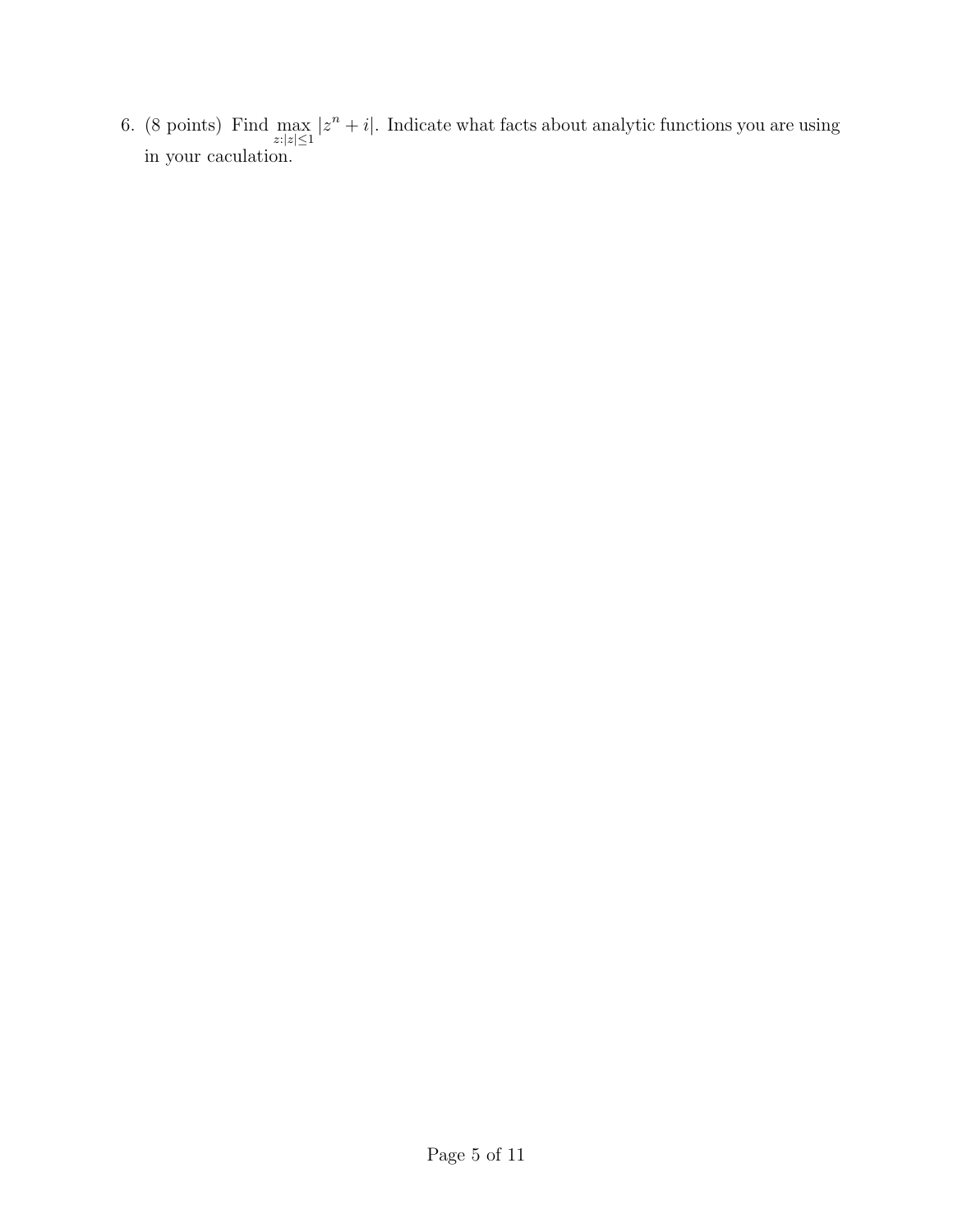6. (8 points) Find $\max_{z:|z|\leq 1} |z^n + i|$. Indicate what facts about analytic functions you are using in your caculation.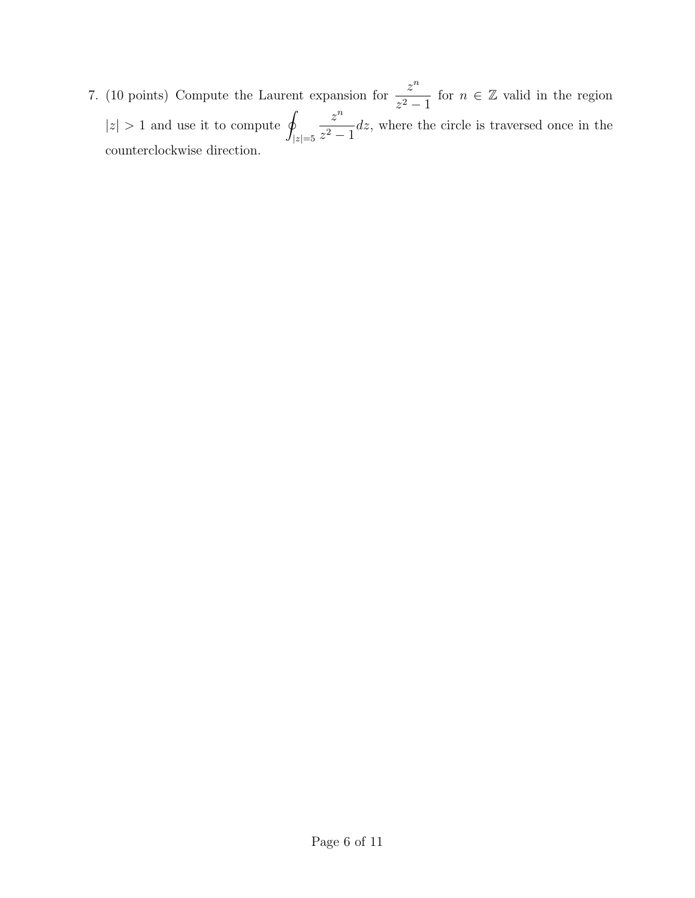7. (10 points) Compute the Laurent expansion for $\dfrac{z^n}{z^2 - 1}$ for $n \in \mathbb{Z}$ valid in the region $|z| > 1$ and use it to compute $\displaystyle\oint_{|z|=5} \frac{z^n}{z^2 - 1} dz$, where the circle is traversed once in the counterclockwise direction.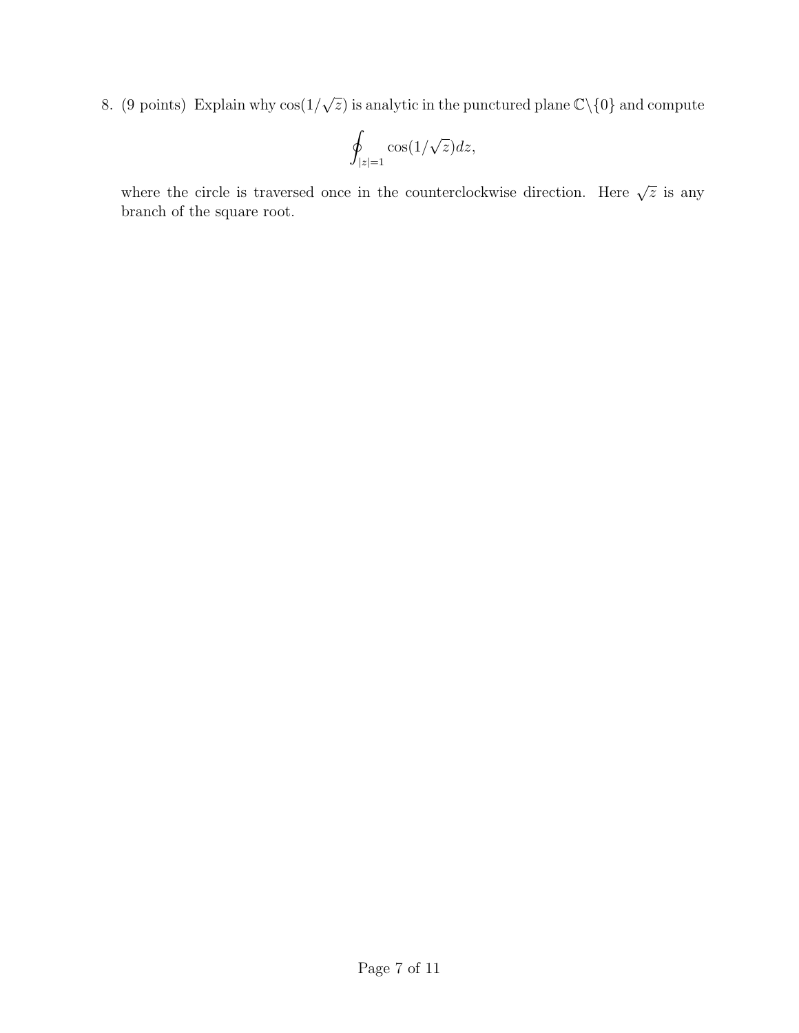8. (9 points) Explain why $\cos(1/\sqrt{z})$ is analytic in the punctured plane $\mathbb{C}\backslash\{0\}$ and compute

$$\oint_{|z|=1} \cos(1/\sqrt{z})dz,$$

where the circle is traversed once in the counterclockwise direction. Here $\sqrt{z}$ is any branch of the square root.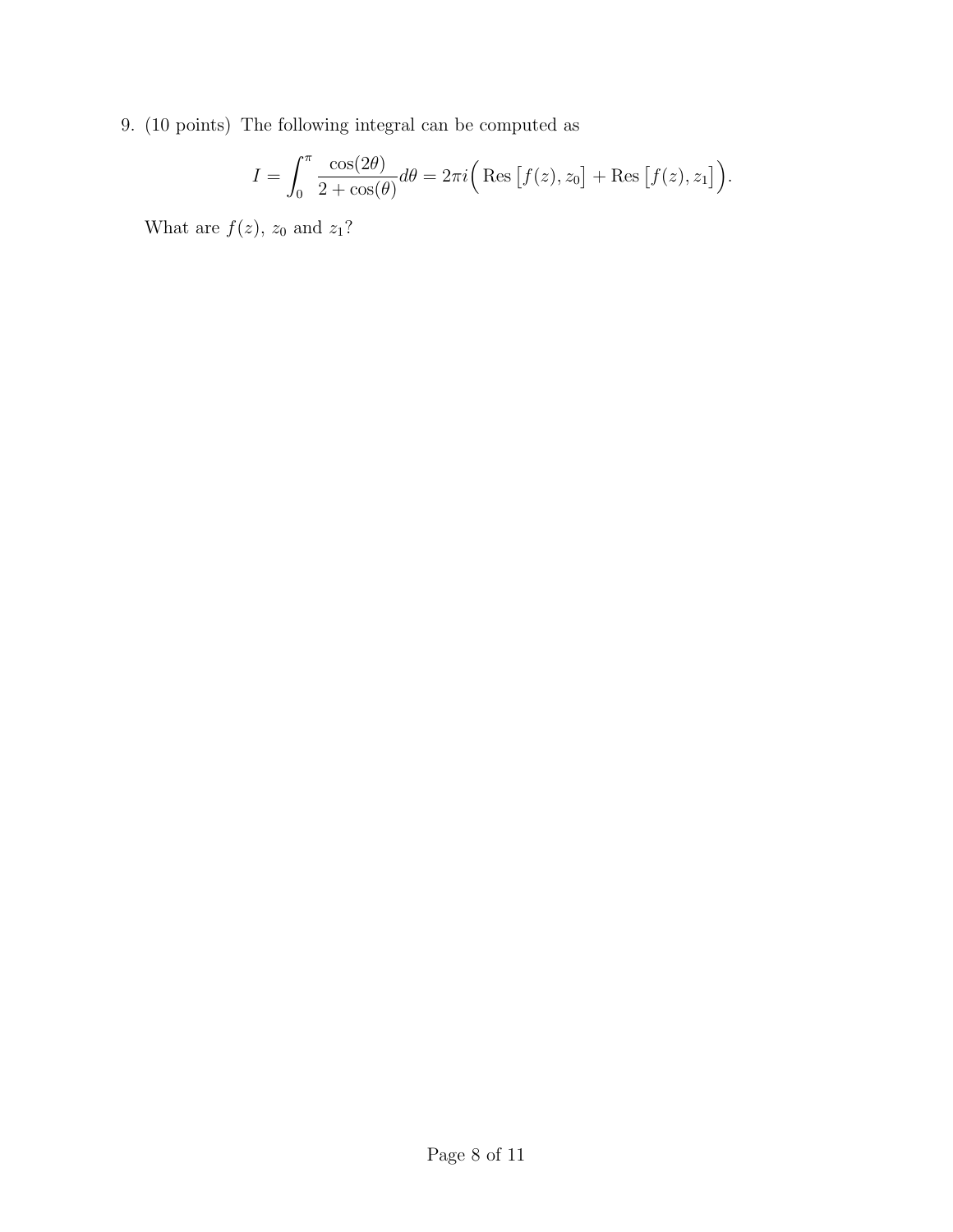9. (10 points) The following integral can be computed as

$$I = \int_0^\pi \frac{\cos(2\theta)}{2+\cos(\theta)} d\theta = 2\pi i \Big( \operatorname{Res}\big[f(z), z_0\big] + \operatorname{Res}\big[f(z), z_1\big] \Big).$$

What are $f(z)$, $z_0$ and $z_1$?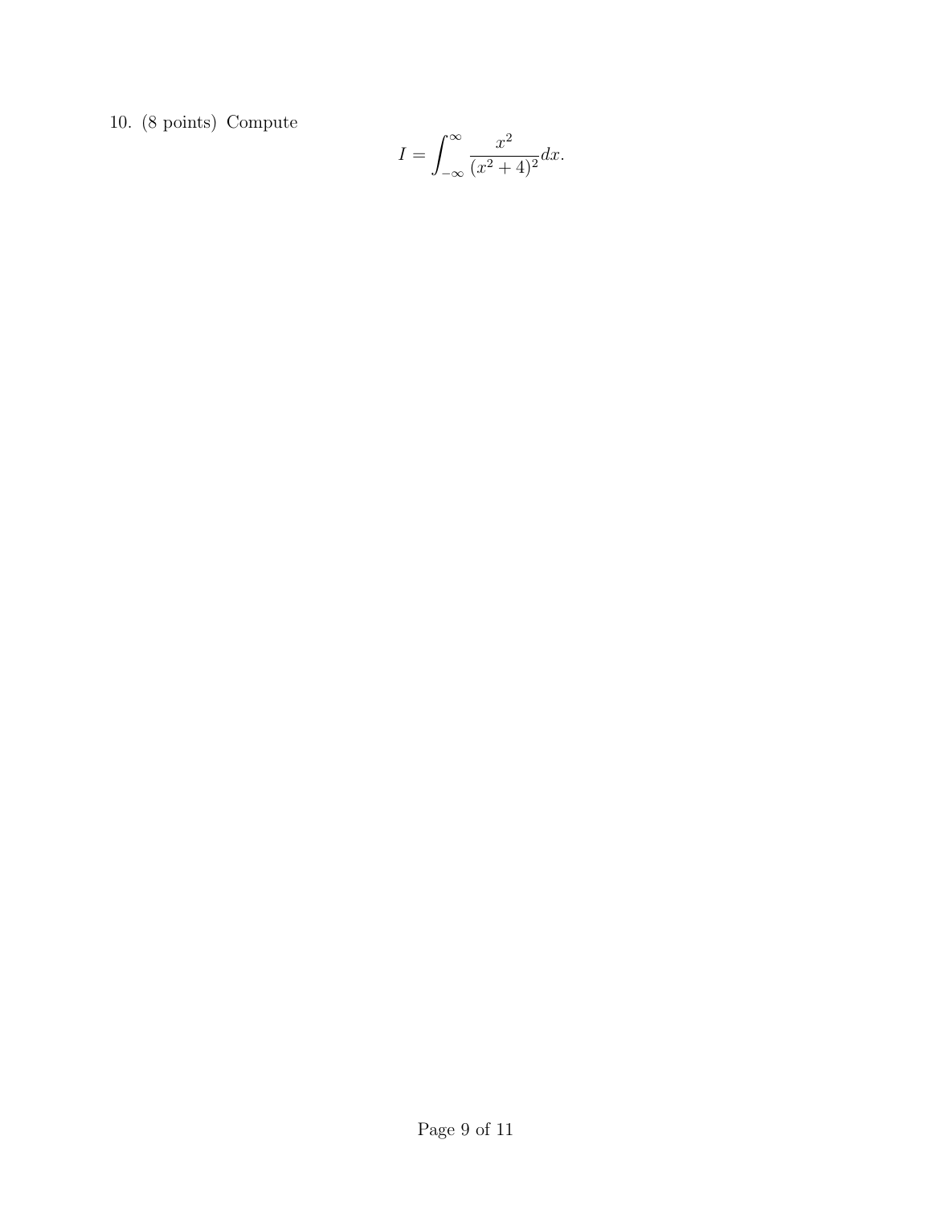10. (8 points) Compute

$$I = \int_{-\infty}^{\infty} \frac{x^2}{(x^2+4)^2} dx.$$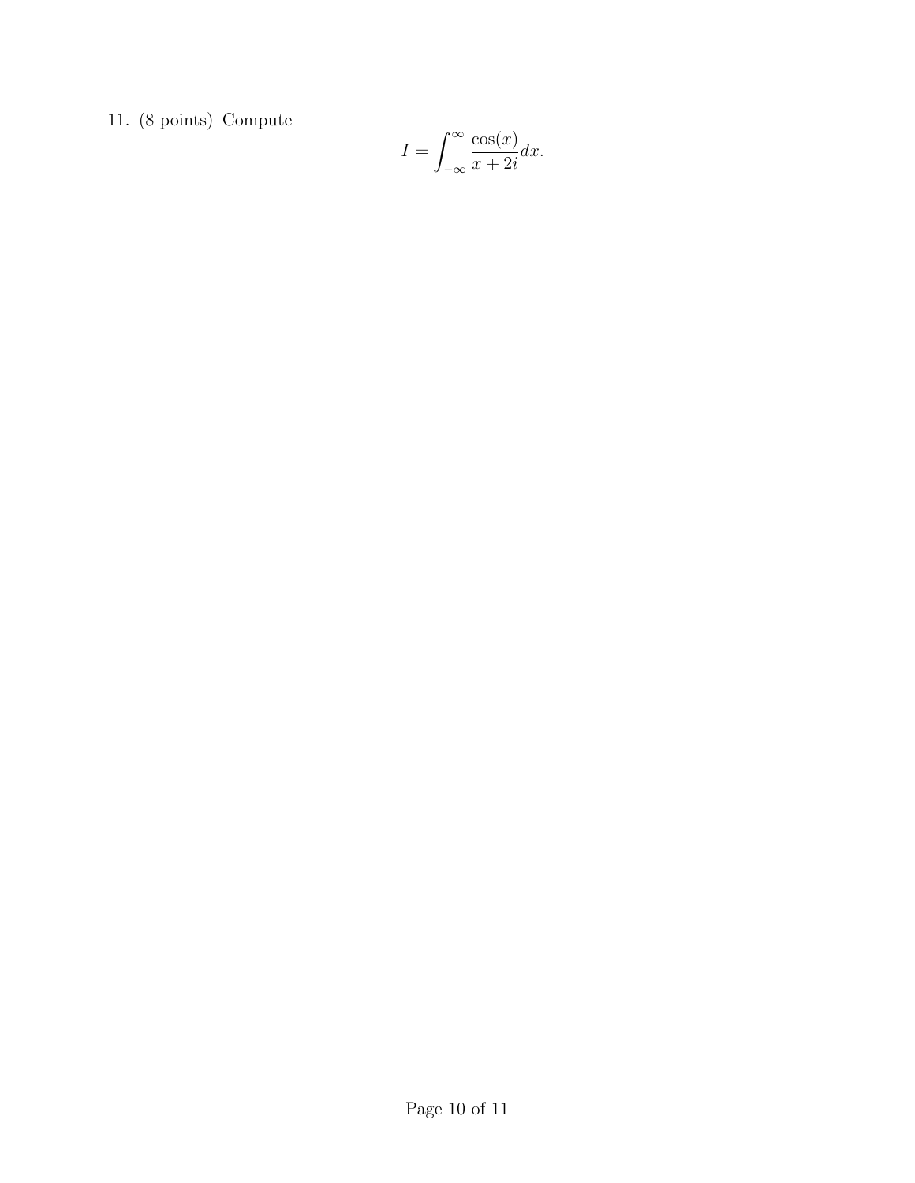11. (8 points) Compute

$$I = \int_{-\infty}^{\infty} \frac{\cos(x)}{x + 2i} dx.$$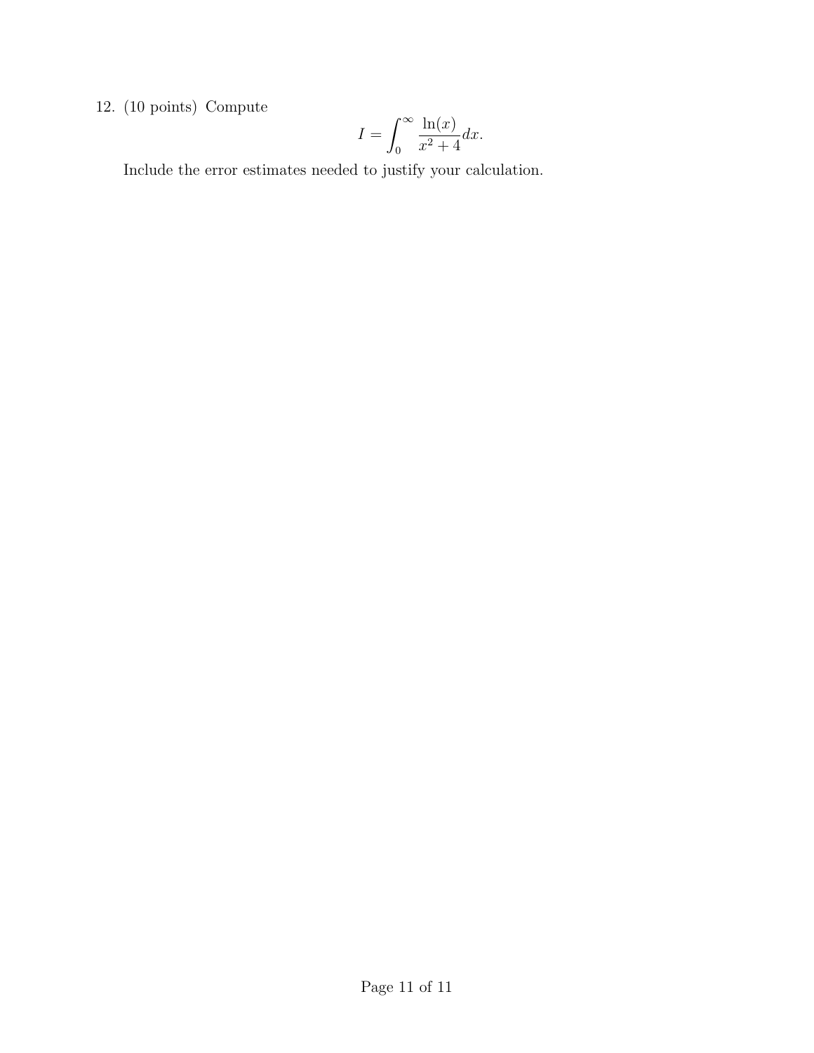12. (10 points) Compute

$$I = \int_0^\infty \frac{\ln(x)}{x^2+4} dx.$$

Include the error estimates needed to justify your calculation.